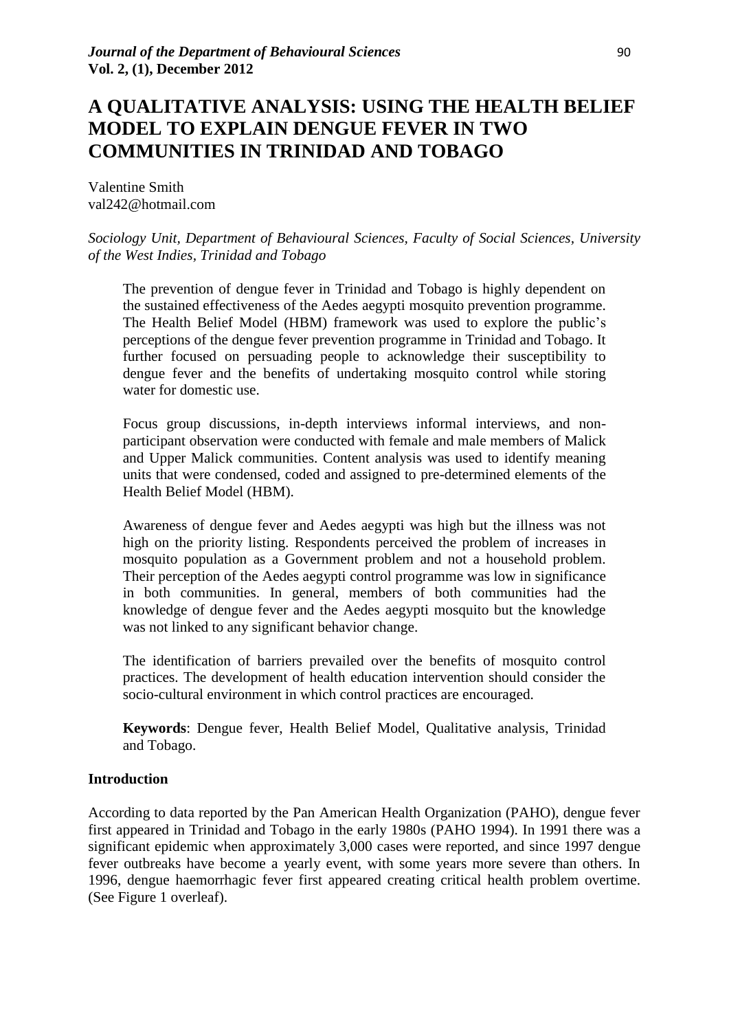# A QUALITATIVE ANALYSIS: USING THE HEALTH BELIEF MODEL TO EXPLAIN DENGUE FEVER IN TWO COMMUNITIES IN TRINIDAD AND TOBAGO

Valentine Smith
val242@hotmail.com

*Sociology Unit, Department of Behavioural Sciences, Faculty of Social Sciences, University of the West Indies, Trinidad and Tobago*

> The prevention of dengue fever in Trinidad and Tobago is highly dependent on the sustained effectiveness of the Aedes aegypti mosquito prevention programme. The Health Belief Model (HBM) framework was used to explore the public's perceptions of the dengue fever prevention programme in Trinidad and Tobago. It further focused on persuading people to acknowledge their susceptibility to dengue fever and the benefits of undertaking mosquito control while storing water for domestic use.
>
> Focus group discussions, in-depth interviews informal interviews, and non-participant observation were conducted with female and male members of Malick and Upper Malick communities. Content analysis was used to identify meaning units that were condensed, coded and assigned to pre-determined elements of the Health Belief Model (HBM).
>
> Awareness of dengue fever and Aedes aegypti was high but the illness was not high on the priority listing. Respondents perceived the problem of increases in mosquito population as a Government problem and not a household problem. Their perception of the Aedes aegypti control programme was low in significance in both communities. In general, members of both communities had the knowledge of dengue fever and the Aedes aegypti mosquito but the knowledge was not linked to any significant behavior change.
>
> The identification of barriers prevailed over the benefits of mosquito control practices. The development of health education intervention should consider the socio-cultural environment in which control practices are encouraged.
>
> **Keywords**: Dengue fever, Health Belief Model, Qualitative analysis, Trinidad and Tobago.

## Introduction

According to data reported by the Pan American Health Organization (PAHO), dengue fever first appeared in Trinidad and Tobago in the early 1980s (PAHO 1994). In 1991 there was a significant epidemic when approximately 3,000 cases were reported, and since 1997 dengue fever outbreaks have become a yearly event, with some years more severe than others. In 1996, dengue haemorrhagic fever first appeared creating critical health problem overtime. (See Figure 1 overleaf).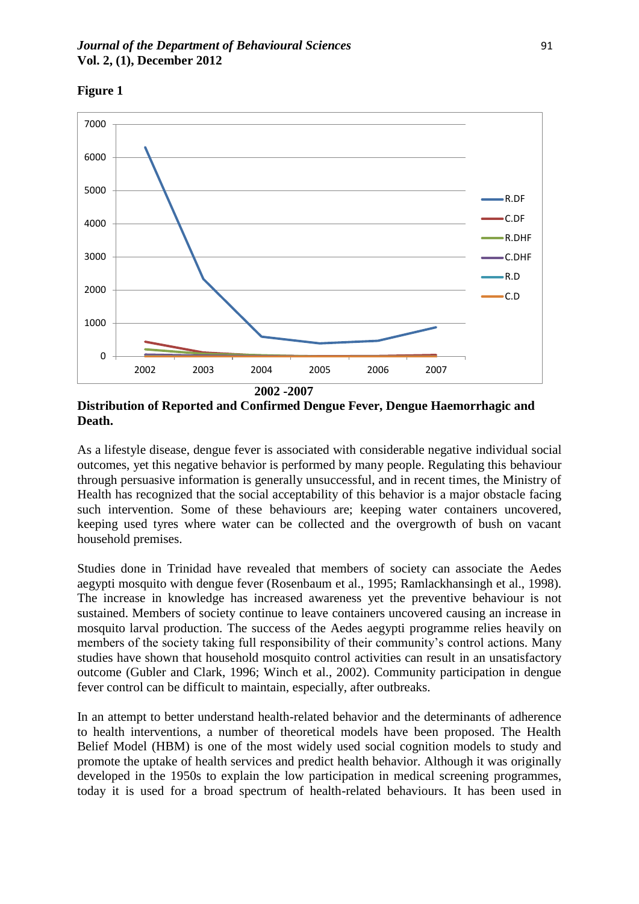**Figure 1**

**2002 -2007**

**Distribution of Reported and Confirmed Dengue Fever, Dengue Haemorrhagic and Death.**

As a lifestyle disease, dengue fever is associated with considerable negative individual social outcomes, yet this negative behavior is performed by many people. Regulating this behaviour through persuasive information is generally unsuccessful, and in recent times, the Ministry of Health has recognized that the social acceptability of this behavior is a major obstacle facing such intervention. Some of these behaviours are; keeping water containers uncovered, keeping used tyres where water can be collected and the overgrowth of bush on vacant household premises.

Studies done in Trinidad have revealed that members of society can associate the Aedes aegypti mosquito with dengue fever (Rosenbaum et al., 1995; Ramlackhansingh et al., 1998). The increase in knowledge has increased awareness yet the preventive behaviour is not sustained. Members of society continue to leave containers uncovered causing an increase in mosquito larval production. The success of the Aedes aegypti programme relies heavily on members of the society taking full responsibility of their community's control actions. Many studies have shown that household mosquito control activities can result in an unsatisfactory outcome (Gubler and Clark, 1996; Winch et al., 2002). Community participation in dengue fever control can be difficult to maintain, especially, after outbreaks.

In an attempt to better understand health-related behavior and the determinants of adherence to health interventions, a number of theoretical models have been proposed. The Health Belief Model (HBM) is one of the most widely used social cognition models to study and promote the uptake of health services and predict health behavior. Although it was originally developed in the 1950s to explain the low participation in medical screening programmes, today it is used for a broad spectrum of health-related behaviours. It has been used in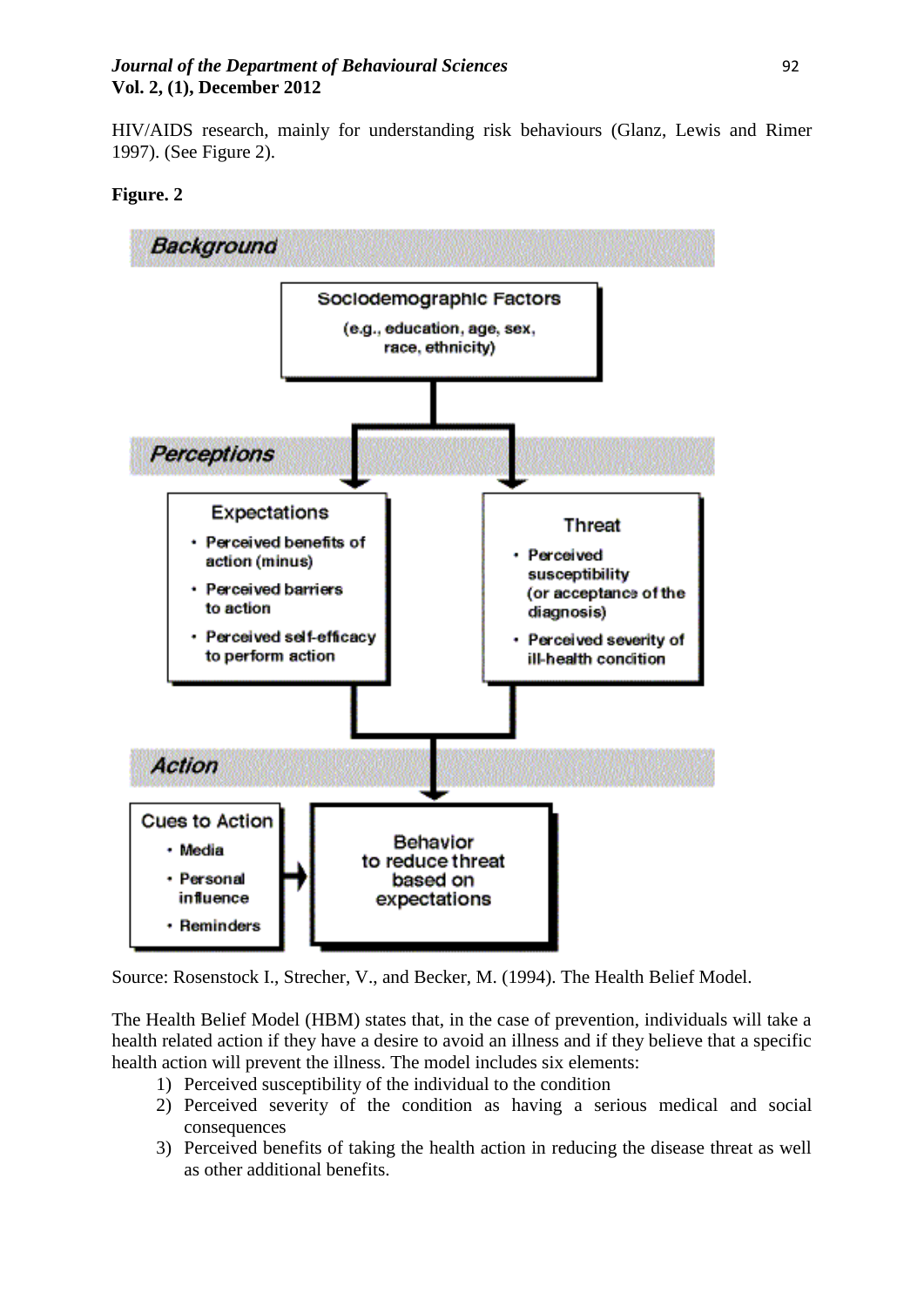HIV/AIDS research, mainly for understanding risk behaviours (Glanz, Lewis and Rimer 1997). (See Figure 2).

**Figure. 2**

*Background*

Sociodemographic Factors
(e.g., education, age, sex, race, ethnicity)

*Perceptions*

Expectations
- Perceived benefits of action (minus)
- Perceived barriers to action
- Perceived self-efficacy to perform action

Threat
- Perceived susceptibility (or acceptance of the diagnosis)
- Perceived severity of ill-health condition

*Action*

Cues to Action
- Media
- Personal influence
- Reminders

Behavior to reduce threat based on expectations

Source: Rosenstock I., Strecher, V., and Becker, M. (1994). The Health Belief Model.

The Health Belief Model (HBM) states that, in the case of prevention, individuals will take a health related action if they have a desire to avoid an illness and if they believe that a specific health action will prevent the illness. The model includes six elements:

1) Perceived susceptibility of the individual to the condition
2) Perceived severity of the condition as having a serious medical and social consequences
3) Perceived benefits of taking the health action in reducing the disease threat as well as other additional benefits.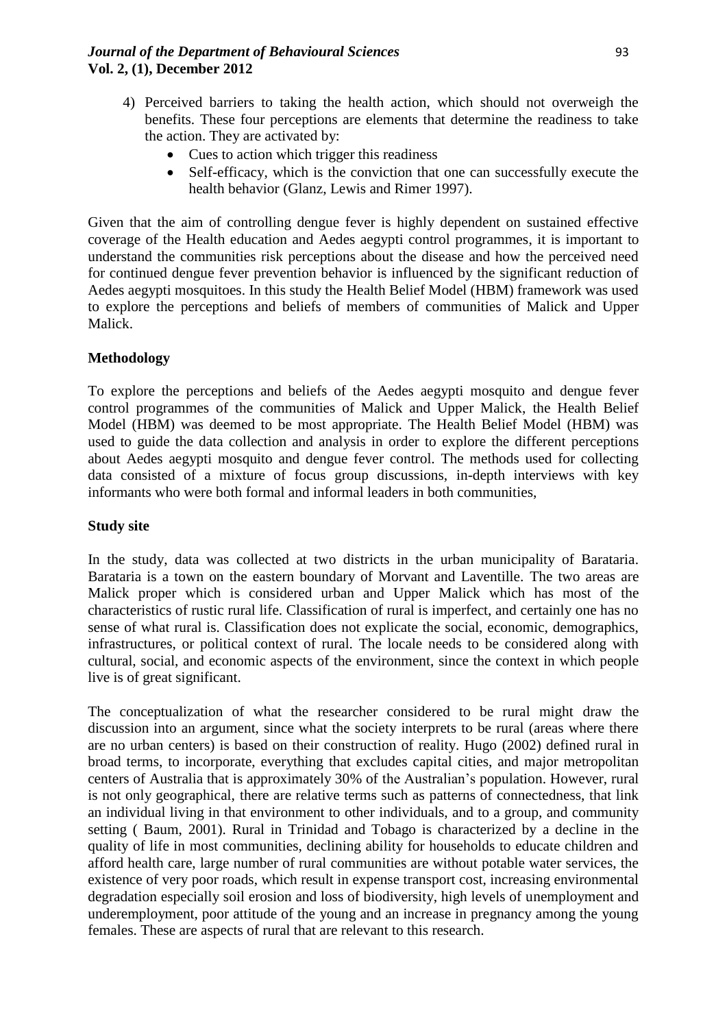4) Perceived barriers to taking the health action, which should not overweigh the benefits. These four perceptions are elements that determine the readiness to take the action. They are activated by:
   - Cues to action which trigger this readiness
   - Self-efficacy, which is the conviction that one can successfully execute the health behavior (Glanz, Lewis and Rimer 1997).

Given that the aim of controlling dengue fever is highly dependent on sustained effective coverage of the Health education and Aedes aegypti control programmes, it is important to understand the communities risk perceptions about the disease and how the perceived need for continued dengue fever prevention behavior is influenced by the significant reduction of Aedes aegypti mosquitoes. In this study the Health Belief Model (HBM) framework was used to explore the perceptions and beliefs of members of communities of Malick and Upper Malick.

## Methodology

To explore the perceptions and beliefs of the Aedes aegypti mosquito and dengue fever control programmes of the communities of Malick and Upper Malick, the Health Belief Model (HBM) was deemed to be most appropriate. The Health Belief Model (HBM) was used to guide the data collection and analysis in order to explore the different perceptions about Aedes aegypti mosquito and dengue fever control. The methods used for collecting data consisted of a mixture of focus group discussions, in-depth interviews with key informants who were both formal and informal leaders in both communities,

## Study site

In the study, data was collected at two districts in the urban municipality of Barataria. Barataria is a town on the eastern boundary of Morvant and Laventille. The two areas are Malick proper which is considered urban and Upper Malick which has most of the characteristics of rustic rural life. Classification of rural is imperfect, and certainly one has no sense of what rural is. Classification does not explicate the social, economic, demographics, infrastructures, or political context of rural. The locale needs to be considered along with cultural, social, and economic aspects of the environment, since the context in which people live is of great significant.

The conceptualization of what the researcher considered to be rural might draw the discussion into an argument, since what the society interprets to be rural (areas where there are no urban centers) is based on their construction of reality. Hugo (2002) defined rural in broad terms, to incorporate, everything that excludes capital cities, and major metropolitan centers of Australia that is approximately 30% of the Australian's population. However, rural is not only geographical, there are relative terms such as patterns of connectedness, that link an individual living in that environment to other individuals, and to a group, and community setting ( Baum, 2001). Rural in Trinidad and Tobago is characterized by a decline in the quality of life in most communities, declining ability for households to educate children and afford health care, large number of rural communities are without potable water services, the existence of very poor roads, which result in expense transport cost, increasing environmental degradation especially soil erosion and loss of biodiversity, high levels of unemployment and underemployment, poor attitude of the young and an increase in pregnancy among the young females. These are aspects of rural that are relevant to this research.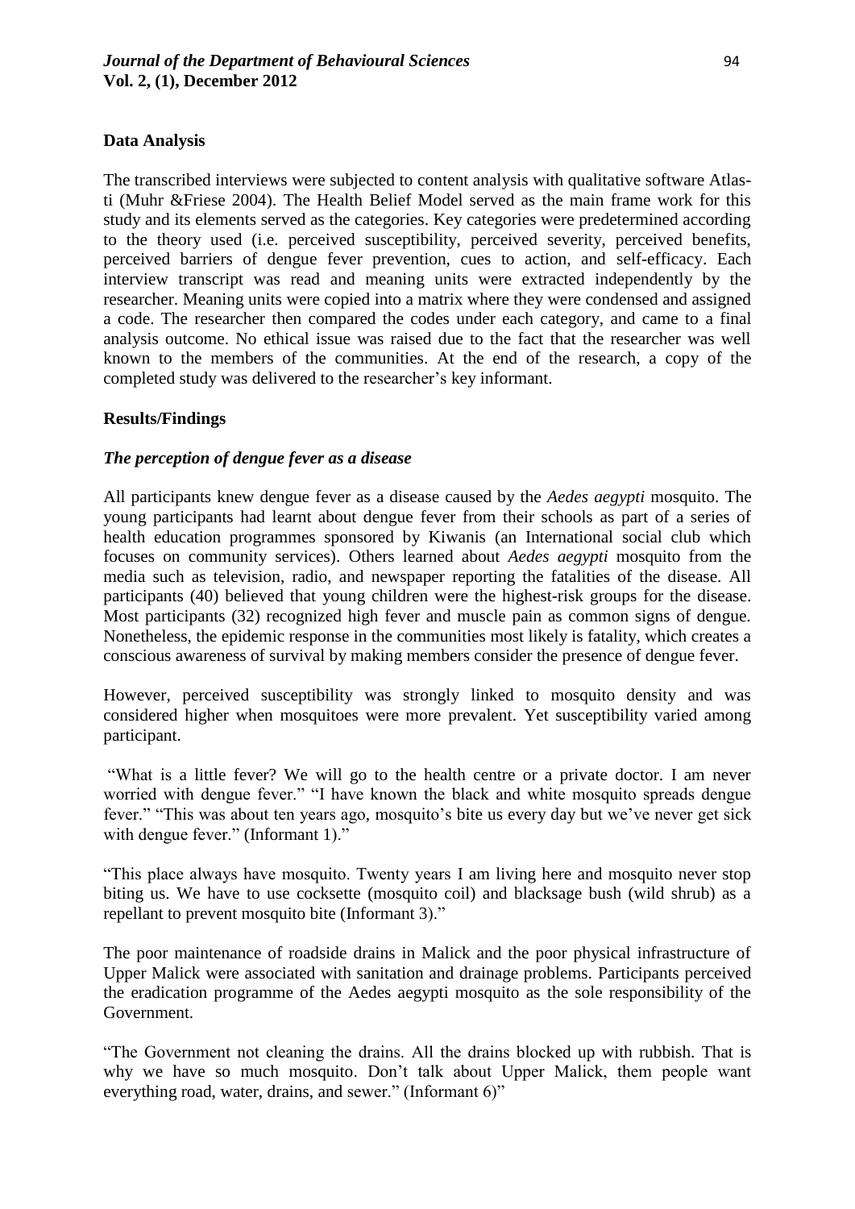**Data Analysis**

The transcribed interviews were subjected to content analysis with qualitative software Atlas-ti (Muhr &Friese 2004). The Health Belief Model served as the main frame work for this study and its elements served as the categories. Key categories were predetermined according to the theory used (i.e. perceived susceptibility, perceived severity, perceived benefits, perceived barriers of dengue fever prevention, cues to action, and self-efficacy. Each interview transcript was read and meaning units were extracted independently by the researcher. Meaning units were copied into a matrix where they were condensed and assigned a code. The researcher then compared the codes under each category, and came to a final analysis outcome. No ethical issue was raised due to the fact that the researcher was well known to the members of the communities. At the end of the research, a copy of the completed study was delivered to the researcher's key informant.

**Results/Findings**

***The perception of dengue fever as a disease***

All participants knew dengue fever as a disease caused by the *Aedes aegypti* mosquito. The young participants had learnt about dengue fever from their schools as part of a series of health education programmes sponsored by Kiwanis (an International social club which focuses on community services). Others learned about *Aedes aegypti* mosquito from the media such as television, radio, and newspaper reporting the fatalities of the disease. All participants (40) believed that young children were the highest-risk groups for the disease. Most participants (32) recognized high fever and muscle pain as common signs of dengue. Nonetheless, the epidemic response in the communities most likely is fatality, which creates a conscious awareness of survival by making members consider the presence of dengue fever.

However, perceived susceptibility was strongly linked to mosquito density and was considered higher when mosquitoes were more prevalent. Yet susceptibility varied among participant.

"What is a little fever? We will go to the health centre or a private doctor. I am never worried with dengue fever." "I have known the black and white mosquito spreads dengue fever." "This was about ten years ago, mosquito's bite us every day but we've never get sick with dengue fever." (Informant 1)."

"This place always have mosquito. Twenty years I am living here and mosquito never stop biting us. We have to use cocksette (mosquito coil) and blacksage bush (wild shrub) as a repellant to prevent mosquito bite (Informant 3)."

The poor maintenance of roadside drains in Malick and the poor physical infrastructure of Upper Malick were associated with sanitation and drainage problems. Participants perceived the eradication programme of the Aedes aegypti mosquito as the sole responsibility of the Government.

"The Government not cleaning the drains. All the drains blocked up with rubbish. That is why we have so much mosquito. Don't talk about Upper Malick, them people want everything road, water, drains, and sewer." (Informant 6)"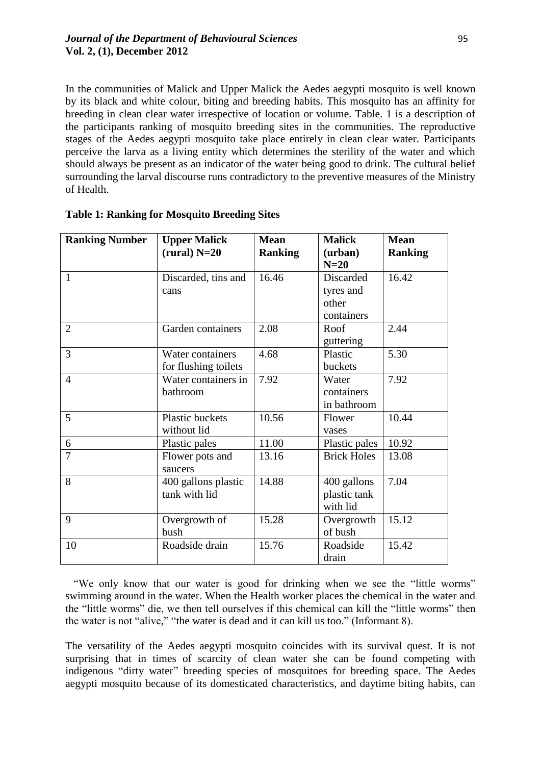In the communities of Malick and Upper Malick the Aedes aegypti mosquito is well known by its black and white colour, biting and breeding habits. This mosquito has an affinity for breeding in clean clear water irrespective of location or volume. Table. 1 is a description of the participants ranking of mosquito breeding sites in the communities. The reproductive stages of the Aedes aegypti mosquito take place entirely in clean clear water. Participants perceive the larva as a living entity which determines the sterility of the water and which should always be present as an indicator of the water being good to drink. The cultural belief surrounding the larval discourse runs contradictory to the preventive measures of the Ministry of Health.

**Table 1: Ranking for Mosquito Breeding Sites**

| Ranking Number | Upper Malick (rural) N=20 | Mean Ranking | Malick (urban) N=20 | Mean Ranking |
|---|---|---|---|---|
| 1 | Discarded, tins and cans | 16.46 | Discarded tyres and other containers | 16.42 |
| 2 | Garden containers | 2.08 | Roof guttering | 2.44 |
| 3 | Water containers for flushing toilets | 4.68 | Plastic buckets | 5.30 |
| 4 | Water containers in bathroom | 7.92 | Water containers in bathroom | 7.92 |
| 5 | Plastic buckets without lid | 10.56 | Flower vases | 10.44 |
| 6 | Plastic pales | 11.00 | Plastic pales | 10.92 |
| 7 | Flower pots and saucers | 13.16 | Brick Holes | 13.08 |
| 8 | 400 gallons plastic tank with lid | 14.88 | 400 gallons plastic tank with lid | 7.04 |
| 9 | Overgrowth of bush | 15.28 | Overgrowth of bush | 15.12 |
| 10 | Roadside drain | 15.76 | Roadside drain | 15.42 |

"We only know that our water is good for drinking when we see the "little worms" swimming around in the water. When the Health worker places the chemical in the water and the "little worms" die, we then tell ourselves if this chemical can kill the "little worms" then the water is not "alive," "the water is dead and it can kill us too." (Informant 8).

The versatility of the Aedes aegypti mosquito coincides with its survival quest. It is not surprising that in times of scarcity of clean water she can be found competing with indigenous "dirty water" breeding species of mosquitoes for breeding space. The Aedes aegypti mosquito because of its domesticated characteristics, and daytime biting habits, can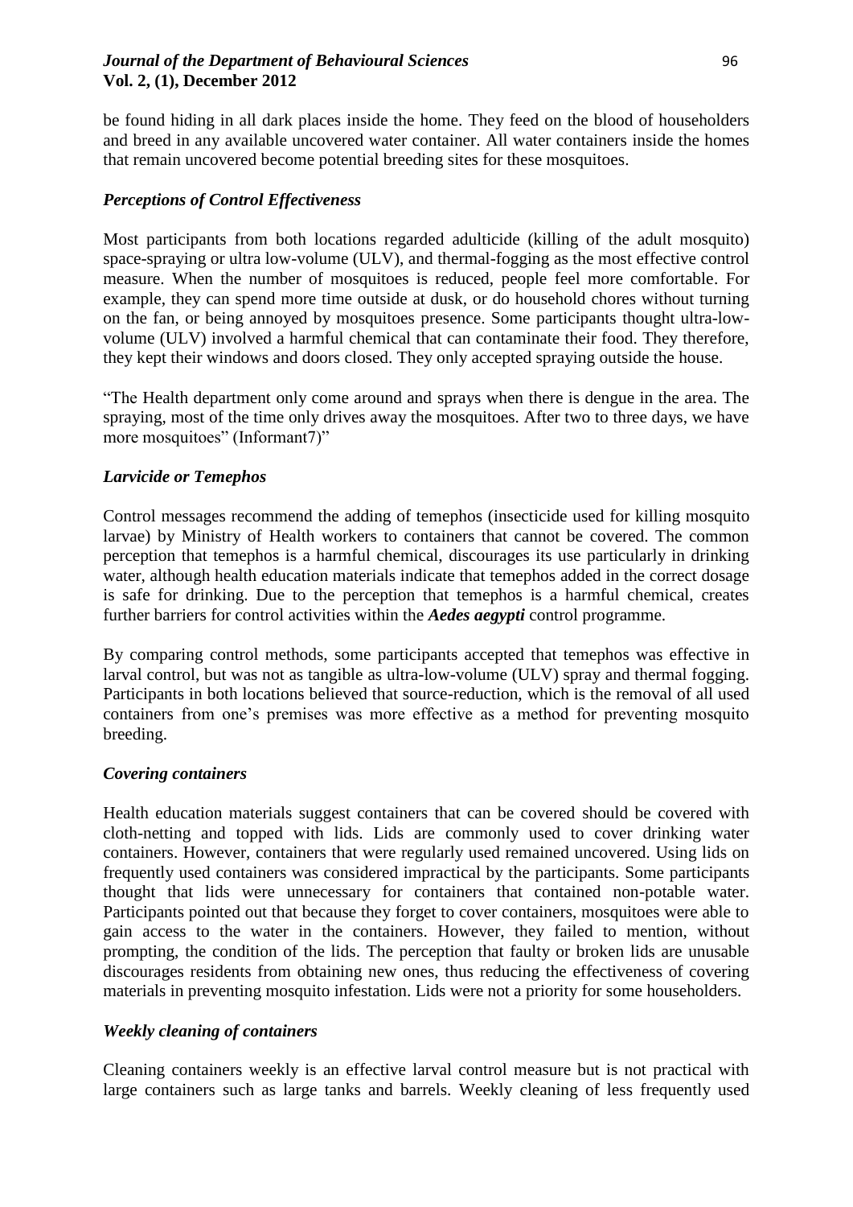be found hiding in all dark places inside the home. They feed on the blood of householders and breed in any available uncovered water container. All water containers inside the homes that remain uncovered become potential breeding sites for these mosquitoes.

### *Perceptions of Control Effectiveness*

Most participants from both locations regarded adulticide (killing of the adult mosquito) space-spraying or ultra low-volume (ULV), and thermal-fogging as the most effective control measure. When the number of mosquitoes is reduced, people feel more comfortable. For example, they can spend more time outside at dusk, or do household chores without turning on the fan, or being annoyed by mosquitoes presence. Some participants thought ultra-low-volume (ULV) involved a harmful chemical that can contaminate their food. They therefore, they kept their windows and doors closed. They only accepted spraying outside the house.

"The Health department only come around and sprays when there is dengue in the area. The spraying, most of the time only drives away the mosquitoes. After two to three days, we have more mosquitoes" (Informant7)"

### *Larvicide or Temephos*

Control messages recommend the adding of temephos (insecticide used for killing mosquito larvae) by Ministry of Health workers to containers that cannot be covered. The common perception that temephos is a harmful chemical, discourages its use particularly in drinking water, although health education materials indicate that temephos added in the correct dosage is safe for drinking. Due to the perception that temephos is a harmful chemical, creates further barriers for control activities within the ***Aedes aegypti*** control programme.

By comparing control methods, some participants accepted that temephos was effective in larval control, but was not as tangible as ultra-low-volume (ULV) spray and thermal fogging. Participants in both locations believed that source-reduction, which is the removal of all used containers from one's premises was more effective as a method for preventing mosquito breeding.

### *Covering containers*

Health education materials suggest containers that can be covered should be covered with cloth-netting and topped with lids. Lids are commonly used to cover drinking water containers. However, containers that were regularly used remained uncovered. Using lids on frequently used containers was considered impractical by the participants. Some participants thought that lids were unnecessary for containers that contained non-potable water. Participants pointed out that because they forget to cover containers, mosquitoes were able to gain access to the water in the containers. However, they failed to mention, without prompting, the condition of the lids. The perception that faulty or broken lids are unusable discourages residents from obtaining new ones, thus reducing the effectiveness of covering materials in preventing mosquito infestation. Lids were not a priority for some householders.

### *Weekly cleaning of containers*

Cleaning containers weekly is an effective larval control measure but is not practical with large containers such as large tanks and barrels. Weekly cleaning of less frequently used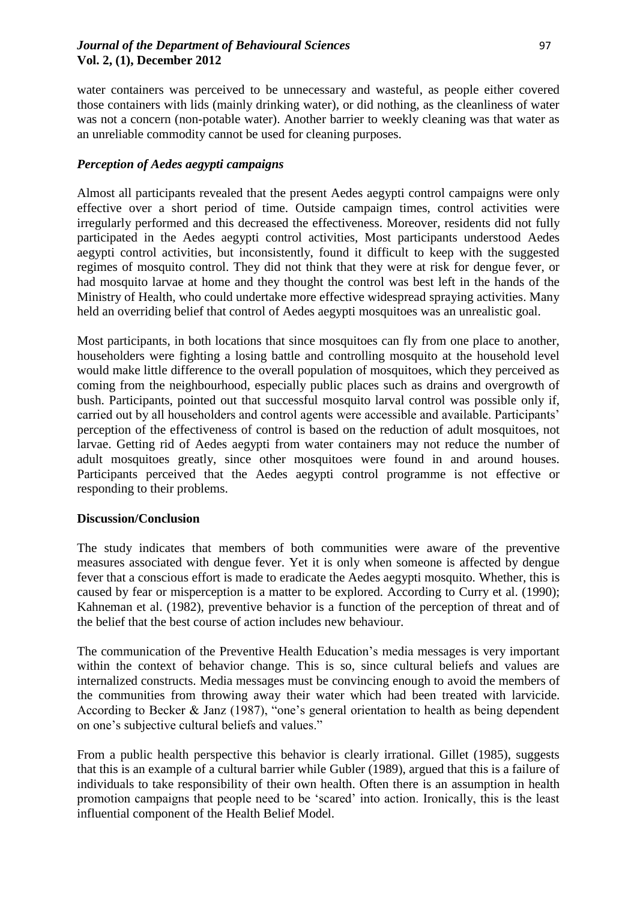water containers was perceived to be unnecessary and wasteful, as people either covered those containers with lids (mainly drinking water), or did nothing, as the cleanliness of water was not a concern (non-potable water). Another barrier to weekly cleaning was that water as an unreliable commodity cannot be used for cleaning purposes.

### *Perception of Aedes aegypti campaigns*

Almost all participants revealed that the present Aedes aegypti control campaigns were only effective over a short period of time. Outside campaign times, control activities were irregularly performed and this decreased the effectiveness. Moreover, residents did not fully participated in the Aedes aegypti control activities, Most participants understood Aedes aegypti control activities, but inconsistently, found it difficult to keep with the suggested regimes of mosquito control. They did not think that they were at risk for dengue fever, or had mosquito larvae at home and they thought the control was best left in the hands of the Ministry of Health, who could undertake more effective widespread spraying activities. Many held an overriding belief that control of Aedes aegypti mosquitoes was an unrealistic goal.

Most participants, in both locations that since mosquitoes can fly from one place to another, householders were fighting a losing battle and controlling mosquito at the household level would make little difference to the overall population of mosquitoes, which they perceived as coming from the neighbourhood, especially public places such as drains and overgrowth of bush. Participants, pointed out that successful mosquito larval control was possible only if, carried out by all householders and control agents were accessible and available. Participants' perception of the effectiveness of control is based on the reduction of adult mosquitoes, not larvae. Getting rid of Aedes aegypti from water containers may not reduce the number of adult mosquitoes greatly, since other mosquitoes were found in and around houses. Participants perceived that the Aedes aegypti control programme is not effective or responding to their problems.

## **Discussion/Conclusion**

The study indicates that members of both communities were aware of the preventive measures associated with dengue fever. Yet it is only when someone is affected by dengue fever that a conscious effort is made to eradicate the Aedes aegypti mosquito. Whether, this is caused by fear or misperception is a matter to be explored. According to Curry et al. (1990); Kahneman et al. (1982), preventive behavior is a function of the perception of threat and of the belief that the best course of action includes new behaviour.

The communication of the Preventive Health Education's media messages is very important within the context of behavior change. This is so, since cultural beliefs and values are internalized constructs. Media messages must be convincing enough to avoid the members of the communities from throwing away their water which had been treated with larvicide. According to Becker & Janz (1987), "one's general orientation to health as being dependent on one's subjective cultural beliefs and values."

From a public health perspective this behavior is clearly irrational. Gillet (1985), suggests that this is an example of a cultural barrier while Gubler (1989), argued that this is a failure of individuals to take responsibility of their own health. Often there is an assumption in health promotion campaigns that people need to be 'scared' into action. Ironically, this is the least influential component of the Health Belief Model.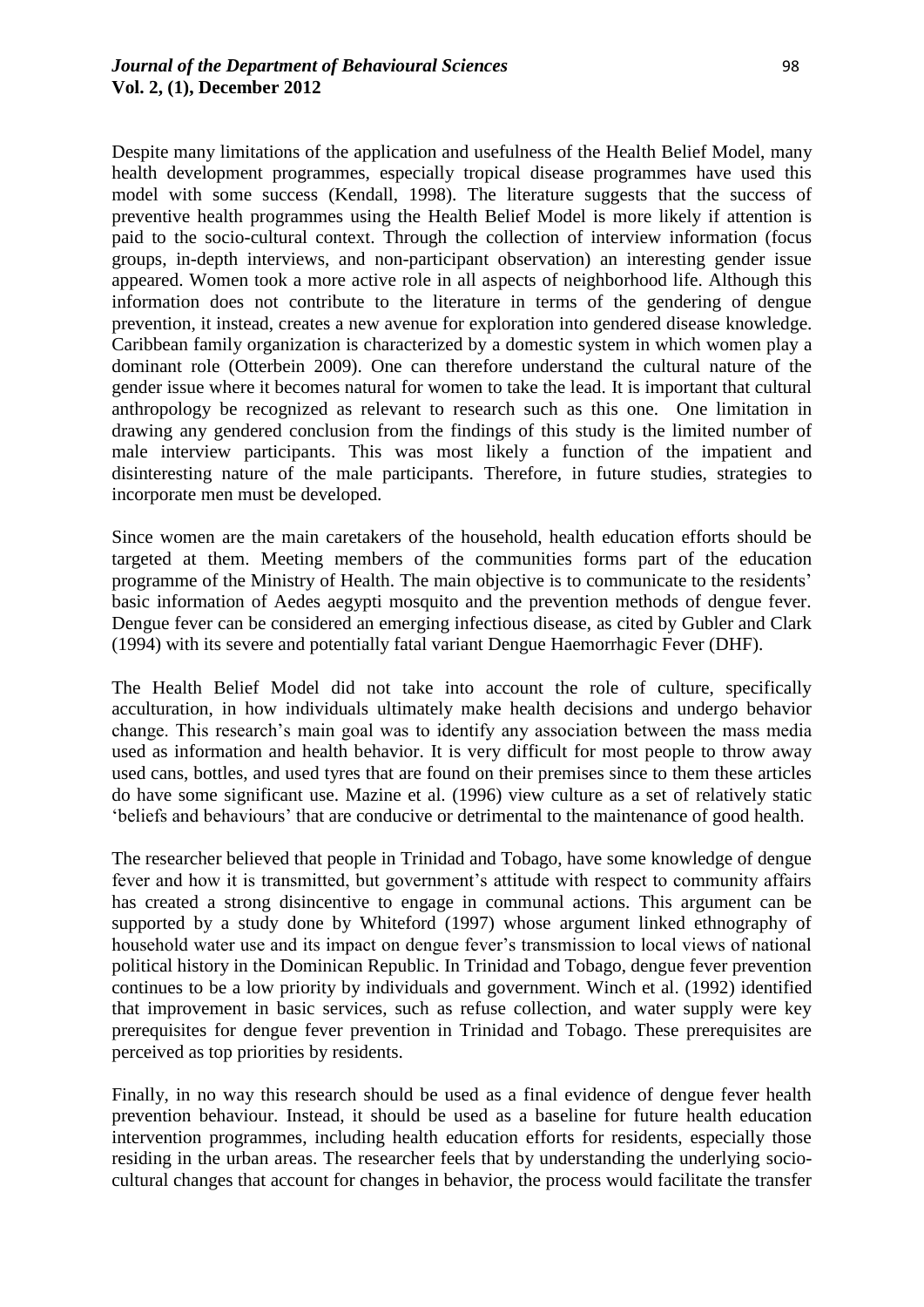Despite many limitations of the application and usefulness of the Health Belief Model, many health development programmes, especially tropical disease programmes have used this model with some success (Kendall, 1998). The literature suggests that the success of preventive health programmes using the Health Belief Model is more likely if attention is paid to the socio-cultural context. Through the collection of interview information (focus groups, in-depth interviews, and non-participant observation) an interesting gender issue appeared. Women took a more active role in all aspects of neighborhood life. Although this information does not contribute to the literature in terms of the gendering of dengue prevention, it instead, creates a new avenue for exploration into gendered disease knowledge. Caribbean family organization is characterized by a domestic system in which women play a dominant role (Otterbein 2009). One can therefore understand the cultural nature of the gender issue where it becomes natural for women to take the lead. It is important that cultural anthropology be recognized as relevant to research such as this one. One limitation in drawing any gendered conclusion from the findings of this study is the limited number of male interview participants. This was most likely a function of the impatient and disinteresting nature of the male participants. Therefore, in future studies, strategies to incorporate men must be developed.

Since women are the main caretakers of the household, health education efforts should be targeted at them. Meeting members of the communities forms part of the education programme of the Ministry of Health. The main objective is to communicate to the residents' basic information of Aedes aegypti mosquito and the prevention methods of dengue fever. Dengue fever can be considered an emerging infectious disease, as cited by Gubler and Clark (1994) with its severe and potentially fatal variant Dengue Haemorrhagic Fever (DHF).

The Health Belief Model did not take into account the role of culture, specifically acculturation, in how individuals ultimately make health decisions and undergo behavior change. This research's main goal was to identify any association between the mass media used as information and health behavior. It is very difficult for most people to throw away used cans, bottles, and used tyres that are found on their premises since to them these articles do have some significant use. Mazine et al. (1996) view culture as a set of relatively static 'beliefs and behaviours' that are conducive or detrimental to the maintenance of good health.

The researcher believed that people in Trinidad and Tobago, have some knowledge of dengue fever and how it is transmitted, but government's attitude with respect to community affairs has created a strong disincentive to engage in communal actions. This argument can be supported by a study done by Whiteford (1997) whose argument linked ethnography of household water use and its impact on dengue fever's transmission to local views of national political history in the Dominican Republic. In Trinidad and Tobago, dengue fever prevention continues to be a low priority by individuals and government. Winch et al. (1992) identified that improvement in basic services, such as refuse collection, and water supply were key prerequisites for dengue fever prevention in Trinidad and Tobago. These prerequisites are perceived as top priorities by residents.

Finally, in no way this research should be used as a final evidence of dengue fever health prevention behaviour. Instead, it should be used as a baseline for future health education intervention programmes, including health education efforts for residents, especially those residing in the urban areas. The researcher feels that by understanding the underlying socio-cultural changes that account for changes in behavior, the process would facilitate the transfer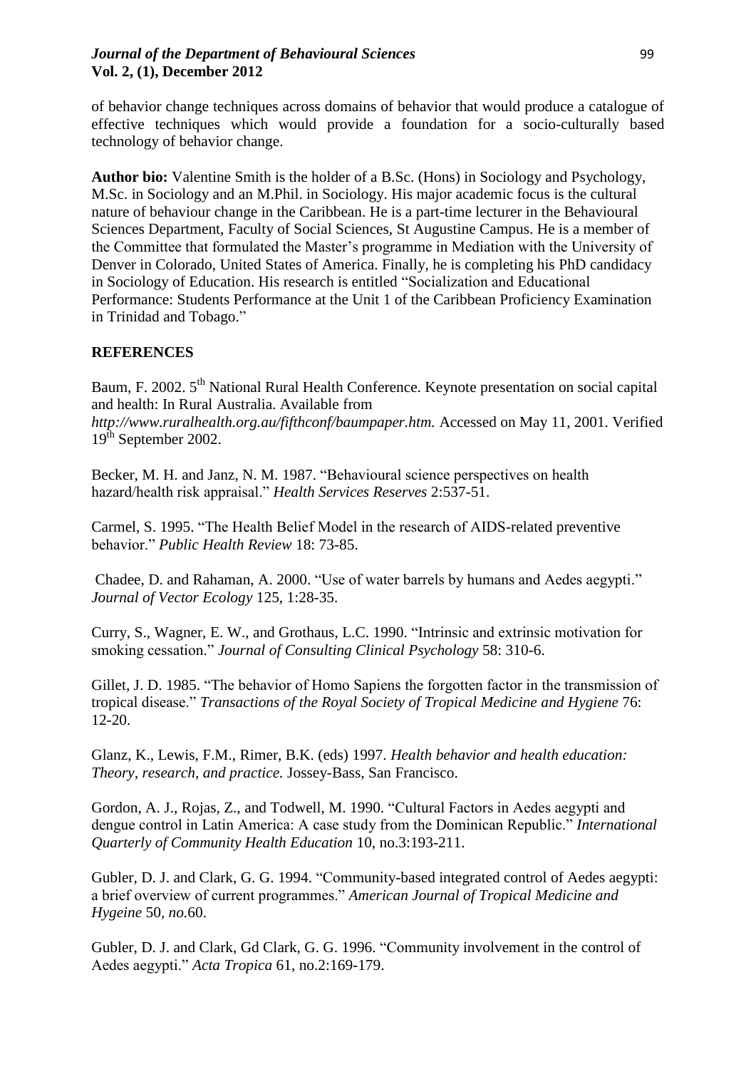of behavior change techniques across domains of behavior that would produce a catalogue of effective techniques which would provide a foundation for a socio-culturally based technology of behavior change.

**Author bio:** Valentine Smith is the holder of a B.Sc. (Hons) in Sociology and Psychology, M.Sc. in Sociology and an M.Phil. in Sociology. His major academic focus is the cultural nature of behaviour change in the Caribbean. He is a part-time lecturer in the Behavioural Sciences Department, Faculty of Social Sciences, St Augustine Campus. He is a member of the Committee that formulated the Master's programme in Mediation with the University of Denver in Colorado, United States of America. Finally, he is completing his PhD candidacy in Sociology of Education. His research is entitled "Socialization and Educational Performance: Students Performance at the Unit 1 of the Caribbean Proficiency Examination in Trinidad and Tobago."

## REFERENCES

Baum, F. 2002. 5th National Rural Health Conference. Keynote presentation on social capital and health: In Rural Australia. Available from *http://www.ruralhealth.org.au/fifthconf/baumpaper.htm.* Accessed on May 11, 2001. Verified 19th September 2002.

Becker, M. H. and Janz, N. M. 1987. "Behavioural science perspectives on health hazard/health risk appraisal." *Health Services Reserves* 2:537-51.

Carmel, S. 1995. "The Health Belief Model in the research of AIDS-related preventive behavior." *Public Health Review* 18: 73-85.

Chadee, D. and Rahaman, A. 2000. "Use of water barrels by humans and Aedes aegypti." *Journal of Vector Ecology* 125, 1:28-35.

Curry, S., Wagner, E. W., and Grothaus, L.C. 1990. "Intrinsic and extrinsic motivation for smoking cessation." *Journal of Consulting Clinical Psychology* 58: 310-6.

Gillet, J. D. 1985. "The behavior of Homo Sapiens the forgotten factor in the transmission of tropical disease." *Transactions of the Royal Society of Tropical Medicine and Hygiene* 76: 12-20.

Glanz, K., Lewis, F.M., Rimer, B.K. (eds) 1997. *Health behavior and health education: Theory, research, and practice.* Jossey-Bass, San Francisco.

Gordon, A. J., Rojas, Z., and Todwell, M. 1990. "Cultural Factors in Aedes aegypti and dengue control in Latin America: A case study from the Dominican Republic." *International Quarterly of Community Health Education* 10, no.3:193-211.

Gubler, D. J. and Clark, G. G. 1994. "Community-based integrated control of Aedes aegypti: a brief overview of current programmes." *American Journal of Tropical Medicine and Hygeine* 50, *no.*60.

Gubler, D. J. and Clark, Gd Clark, G. G. 1996. "Community involvement in the control of Aedes aegypti." *Acta Tropica* 61, no.2:169-179.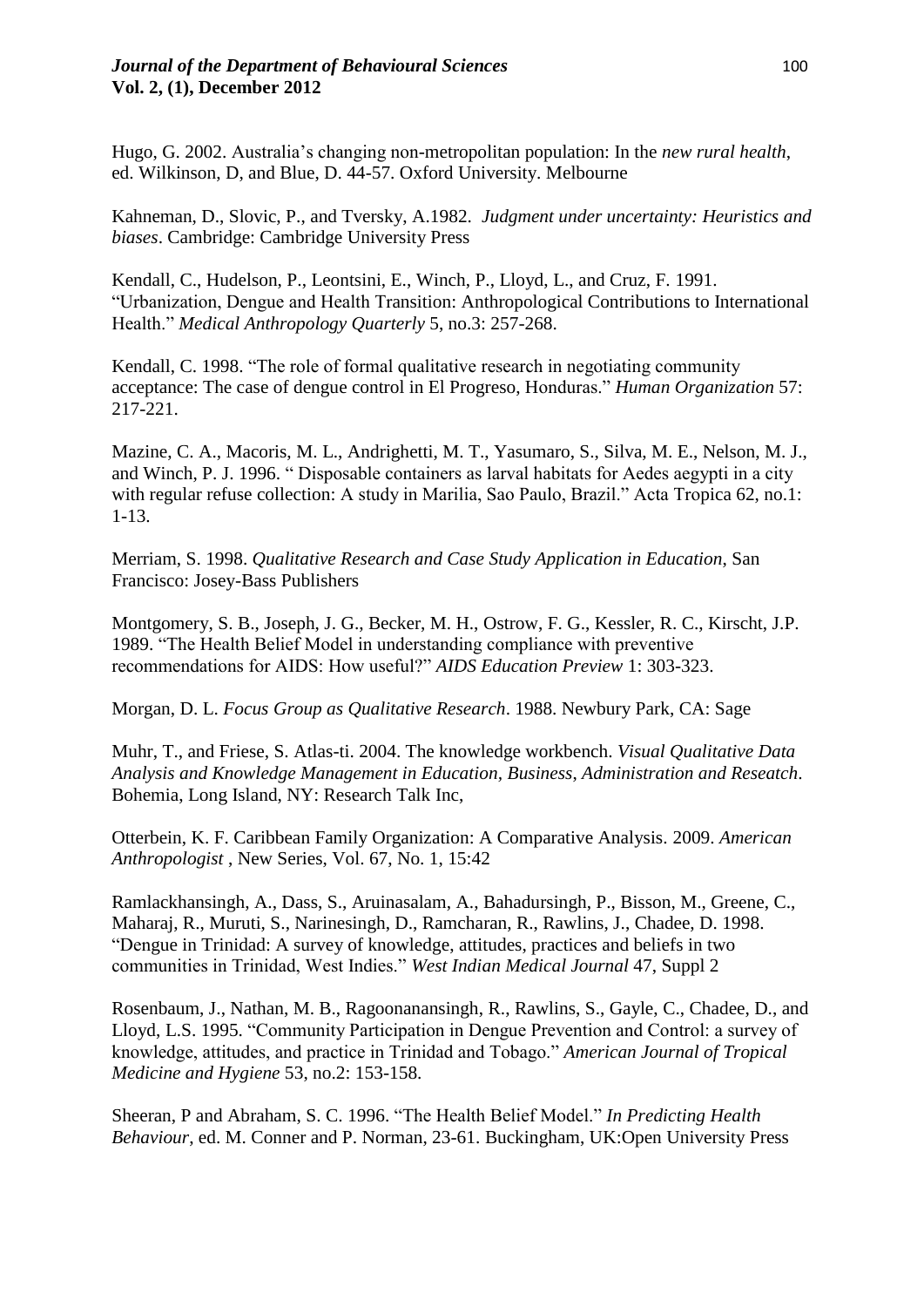Hugo, G. 2002. Australia's changing non-metropolitan population: In the *new rural health*, ed. Wilkinson, D, and Blue, D. 44-57. Oxford University. Melbourne

Kahneman, D., Slovic, P., and Tversky, A.1982. *Judgment under uncertainty: Heuristics and biases*. Cambridge: Cambridge University Press

Kendall, C., Hudelson, P., Leontsini, E., Winch, P., Lloyd, L., and Cruz, F. 1991. "Urbanization, Dengue and Health Transition: Anthropological Contributions to International Health." *Medical Anthropology Quarterly* 5, no.3: 257-268.

Kendall, C. 1998. "The role of formal qualitative research in negotiating community acceptance: The case of dengue control in El Progreso, Honduras." *Human Organization* 57: 217-221.

Mazine, C. A., Macoris, M. L., Andrighetti, M. T., Yasumaro, S., Silva, M. E., Nelson, M. J., and Winch, P. J. 1996. " Disposable containers as larval habitats for Aedes aegypti in a city with regular refuse collection: A study in Marilia, Sao Paulo, Brazil." Acta Tropica 62, no.1: 1-13.

Merriam, S. 1998. *Qualitative Research and Case Study Application in Education*, San Francisco: Josey-Bass Publishers

Montgomery, S. B., Joseph, J. G., Becker, M. H., Ostrow, F. G., Kessler, R. C., Kirscht, J.P. 1989. "The Health Belief Model in understanding compliance with preventive recommendations for AIDS: How useful?" *AIDS Education Preview* 1: 303-323.

Morgan, D. L. *Focus Group as Qualitative Research*. 1988. Newbury Park, CA: Sage

Muhr, T., and Friese, S. Atlas-ti. 2004. The knowledge workbench. *Visual Qualitative Data Analysis and Knowledge Management in Education, Business, Administration and Reseatch*. Bohemia, Long Island, NY: Research Talk Inc,

Otterbein, K. F. Caribbean Family Organization: A Comparative Analysis. 2009. *American Anthropologist* , New Series, Vol. 67, No. 1, 15:42

Ramlackhansingh, A., Dass, S., Aruinasalam, A., Bahadursingh, P., Bisson, M., Greene, C., Maharaj, R., Muruti, S., Narinesingh, D., Ramcharan, R., Rawlins, J., Chadee, D. 1998. "Dengue in Trinidad: A survey of knowledge, attitudes, practices and beliefs in two communities in Trinidad, West Indies." *West Indian Medical Journal* 47, Suppl 2

Rosenbaum, J., Nathan, M. B., Ragoonanansingh, R., Rawlins, S., Gayle, C., Chadee, D., and Lloyd, L.S. 1995. "Community Participation in Dengue Prevention and Control: a survey of knowledge, attitudes, and practice in Trinidad and Tobago." *American Journal of Tropical Medicine and Hygiene* 53, no.2: 153-158.

Sheeran, P and Abraham, S. C. 1996. "The Health Belief Model." *In Predicting Health Behaviour*, ed. M. Conner and P. Norman, 23-61. Buckingham, UK:Open University Press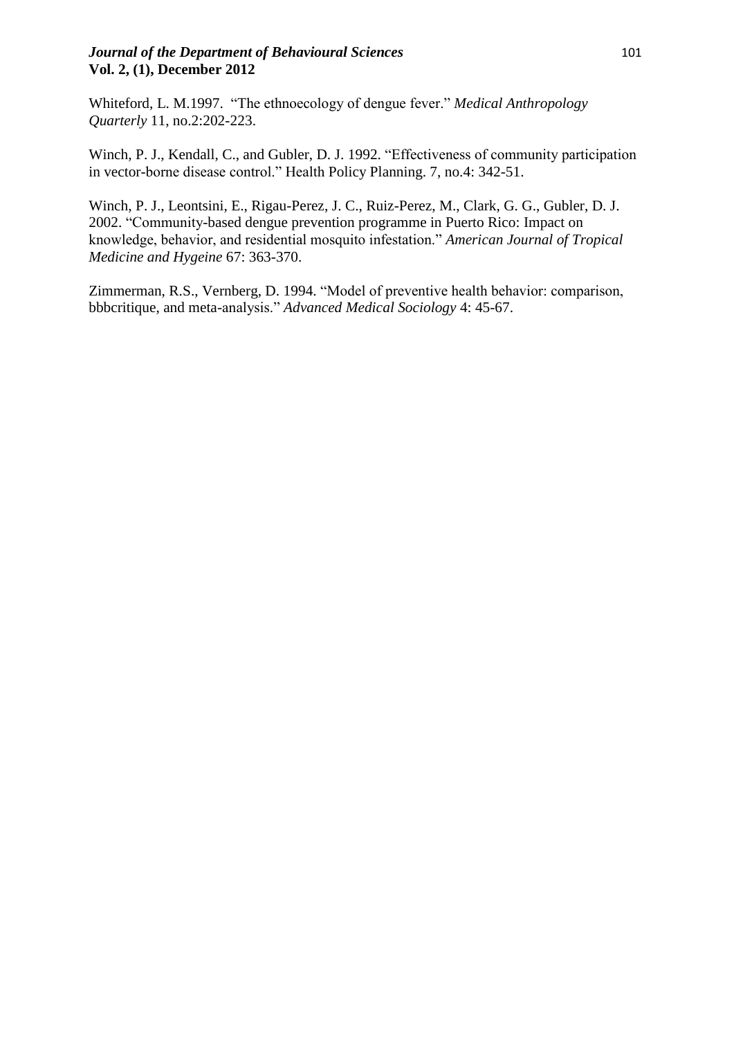Whiteford, L. M.1997. "The ethnoecology of dengue fever." *Medical Anthropology Quarterly* 11, no.2:202-223.

Winch, P. J., Kendall, C., and Gubler, D. J. 1992. "Effectiveness of community participation in vector-borne disease control." Health Policy Planning. 7, no.4: 342-51.

Winch, P. J., Leontsini, E., Rigau-Perez, J. C., Ruiz-Perez, M., Clark, G. G., Gubler, D. J. 2002. "Community-based dengue prevention programme in Puerto Rico: Impact on knowledge, behavior, and residential mosquito infestation." *American Journal of Tropical Medicine and Hygeine* 67: 363-370.

Zimmerman, R.S., Vernberg, D. 1994. "Model of preventive health behavior: comparison, bbbcritique, and meta-analysis." *Advanced Medical Sociology* 4: 45-67.